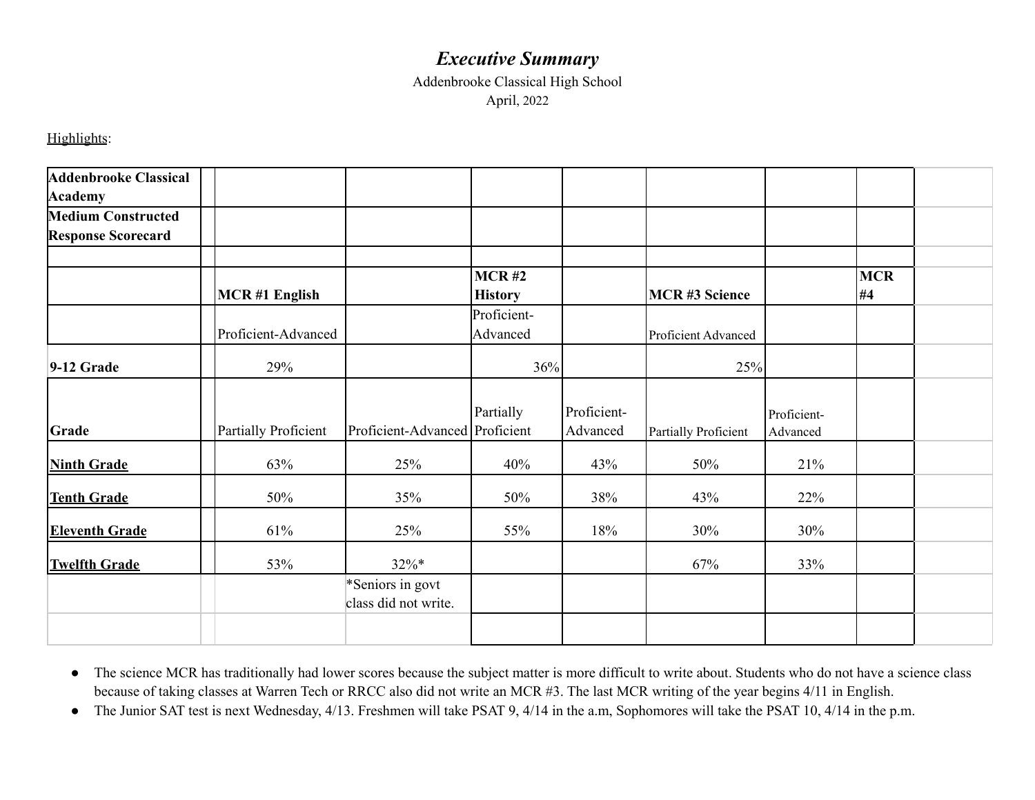# *Executive Summary*

Addenbrooke Classical High School
April, 2022

Highlights:

| Addenbrooke Classical Academy Medium Constructed Response Scorecard | | | | | | | | |
|---|---|---|---|---|---|---|---|---|
| | | **MCR #1 English** | | **MCR #2 History** | | **MCR #3 Science** | | **MCR #4** |
| | | Proficient-Advanced | | Proficient-Advanced | | Proficient Advanced | | |
| **9-12 Grade** | | 29% | | 36% | | 25% | | |
| **Grade** | | Partially Proficient | Proficient-Advanced | Partially Proficient | Proficient-Advanced | Partially Proficient | Proficient-Advanced | |
| **Ninth Grade** | | 63% | 25% | 40% | 43% | 50% | 21% | |
| **Tenth Grade** | | 50% | 35% | 50% | 38% | 43% | 22% | |
| **Eleventh Grade** | | 61% | 25% | 55% | 18% | 30% | 30% | |
| **Twelfth Grade** | | 53% | 32%* | | | 67% | 33% | |
| | | | *Seniors in govt class did not write. | | | | | |

- The science MCR has traditionally had lower scores because the subject matter is more difficult to write about. Students who do not have a science class because of taking classes at Warren Tech or RRCC also did not write an MCR #3. The last MCR writing of the year begins 4/11 in English.
- The Junior SAT test is next Wednesday, 4/13. Freshmen will take PSAT 9, 4/14 in the a.m, Sophomores will take the PSAT 10, 4/14 in the p.m.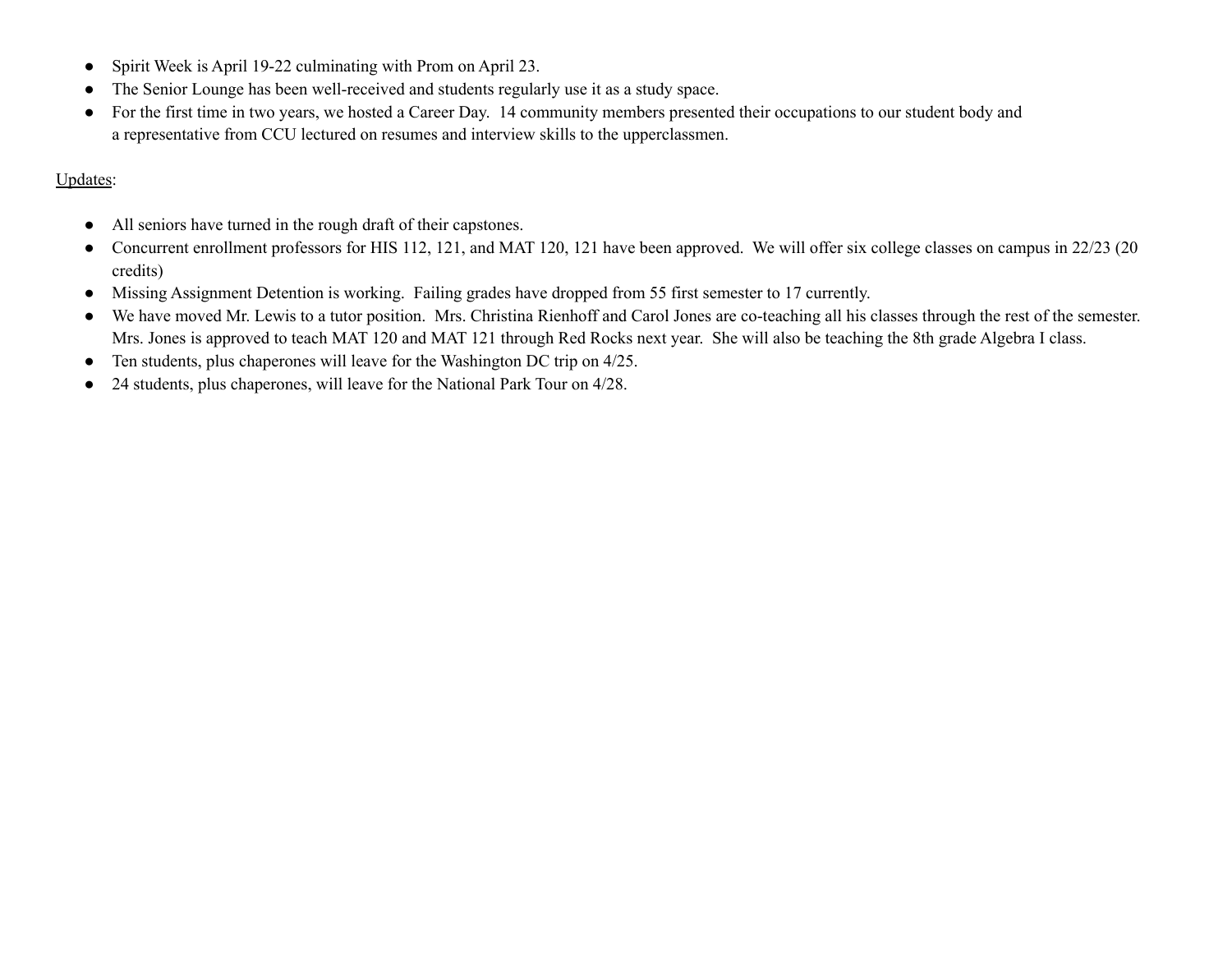- Spirit Week is April 19-22 culminating with Prom on April 23.
- The Senior Lounge has been well-received and students regularly use it as a study space.
- For the first time in two years, we hosted a Career Day. 14 community members presented their occupations to our student body and a representative from CCU lectured on resumes and interview skills to the upperclassmen.

<u>Updates</u>:

- All seniors have turned in the rough draft of their capstones.
- Concurrent enrollment professors for HIS 112, 121, and MAT 120, 121 have been approved. We will offer six college classes on campus in 22/23 (20 credits)
- Missing Assignment Detention is working. Failing grades have dropped from 55 first semester to 17 currently.
- We have moved Mr. Lewis to a tutor position. Mrs. Christina Rienhoff and Carol Jones are co-teaching all his classes through the rest of the semester. Mrs. Jones is approved to teach MAT 120 and MAT 121 through Red Rocks next year. She will also be teaching the 8th grade Algebra I class.
- Ten students, plus chaperones will leave for the Washington DC trip on 4/25.
- 24 students, plus chaperones, will leave for the National Park Tour on 4/28.